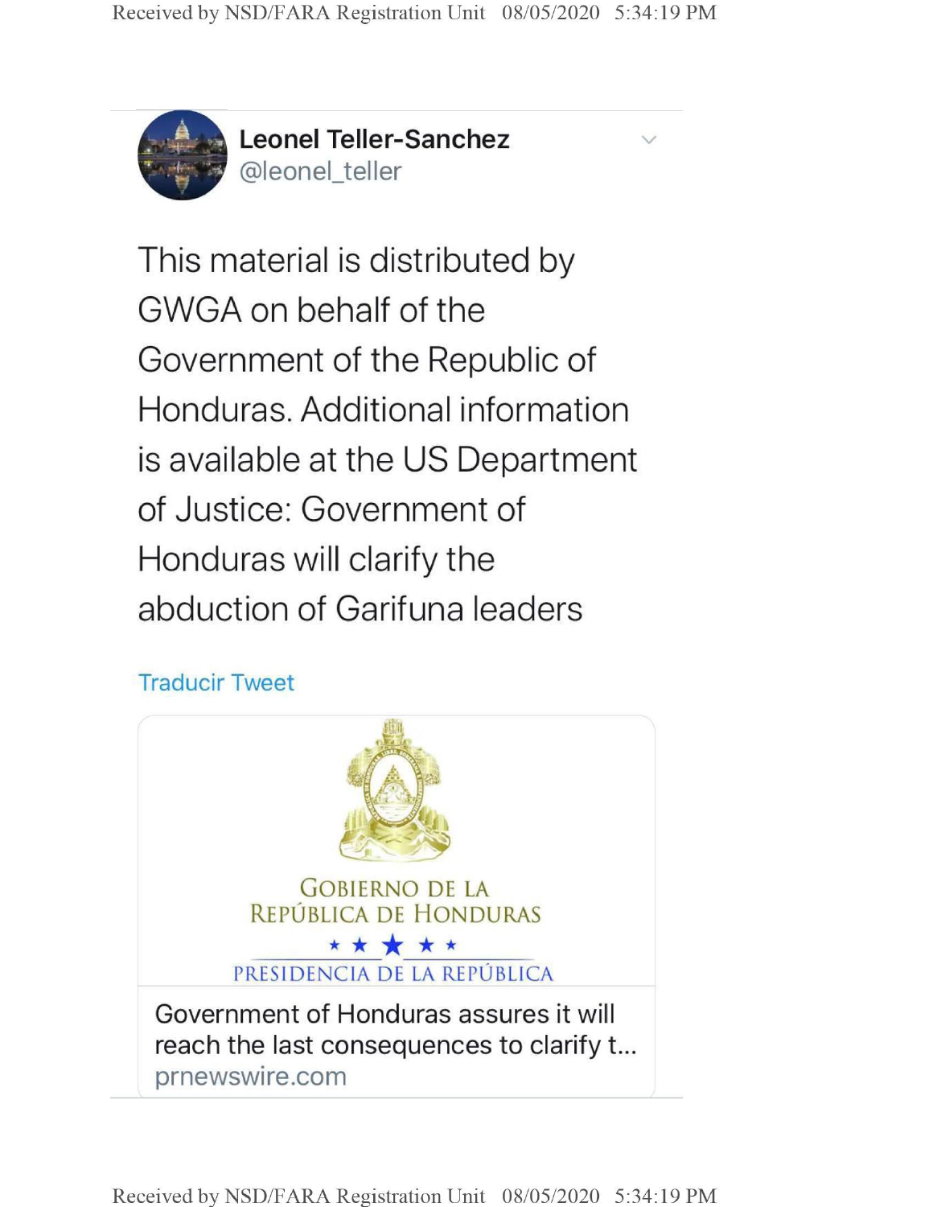**Leonel Teller-Sanchez**
@leonel_teller

This material is distributed by GWGA on behalf of the Government of the Republic of Honduras. Additional information is available at the US Department of Justice: Government of Honduras will clarify the abduction of Garifuna leaders

Traducir Tweet

GOBIERNO DE LA
REPÚBLICA DE HONDURAS
★ ★ ★ ★ ★
PRESIDENCIA DE LA REPÚBLICA

Government of Honduras assures it will reach the last consequences to clarify t...
prnewswire.com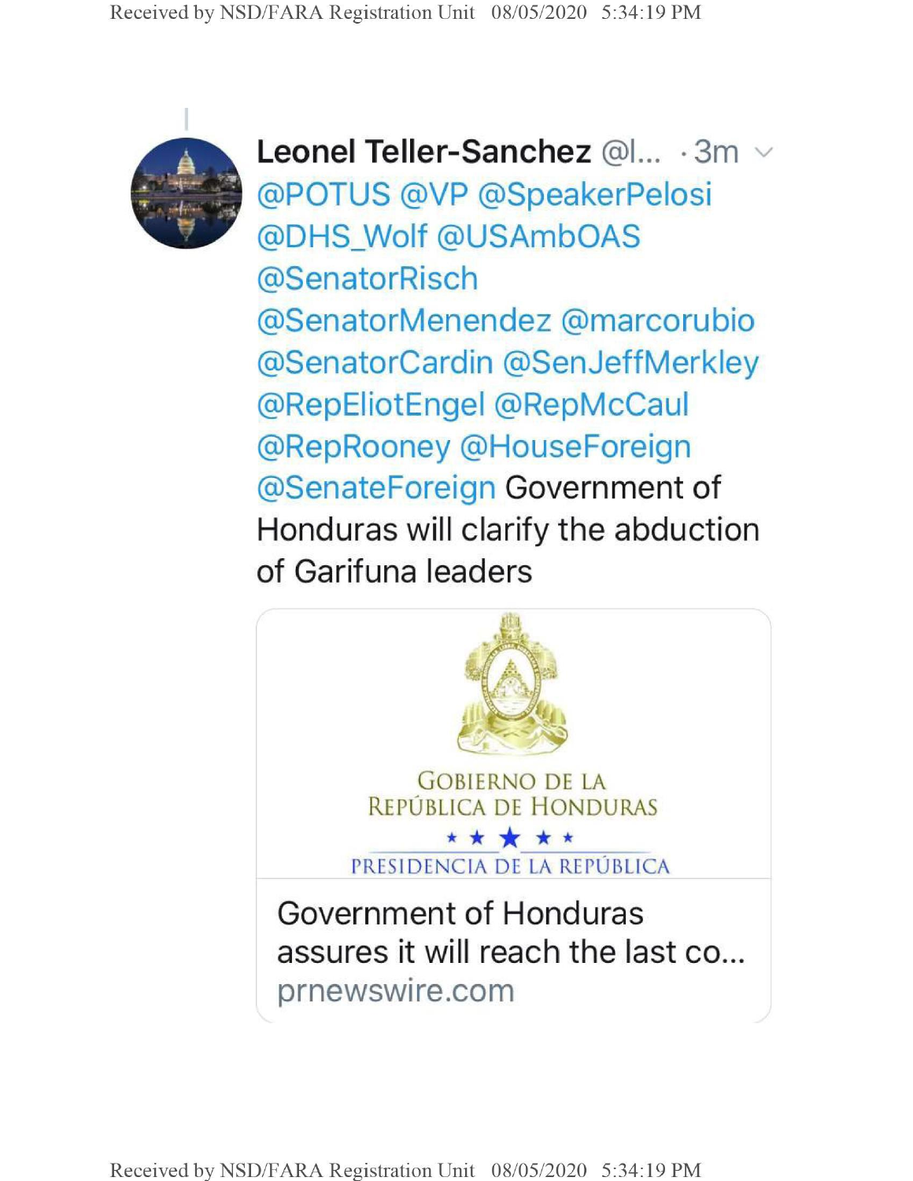**Leonel Teller-Sanchez** @l... · 3m

@POTUS @VP @SpeakerPelosi @DHS_Wolf @USAmbOAS @SenatorRisch @SenatorMenendez @marcorubio @SenatorCardin @SenJeffMerkley @RepEliotEngel @RepMcCaul @RepRooney @HouseForeign @SenateForeign Government of Honduras will clarify the abduction of Garifuna leaders

GOBIERNO DE LA REPÚBLICA DE HONDURAS

PRESIDENCIA DE LA REPÚBLICA

Government of Honduras assures it will reach the last co...

prnewswire.com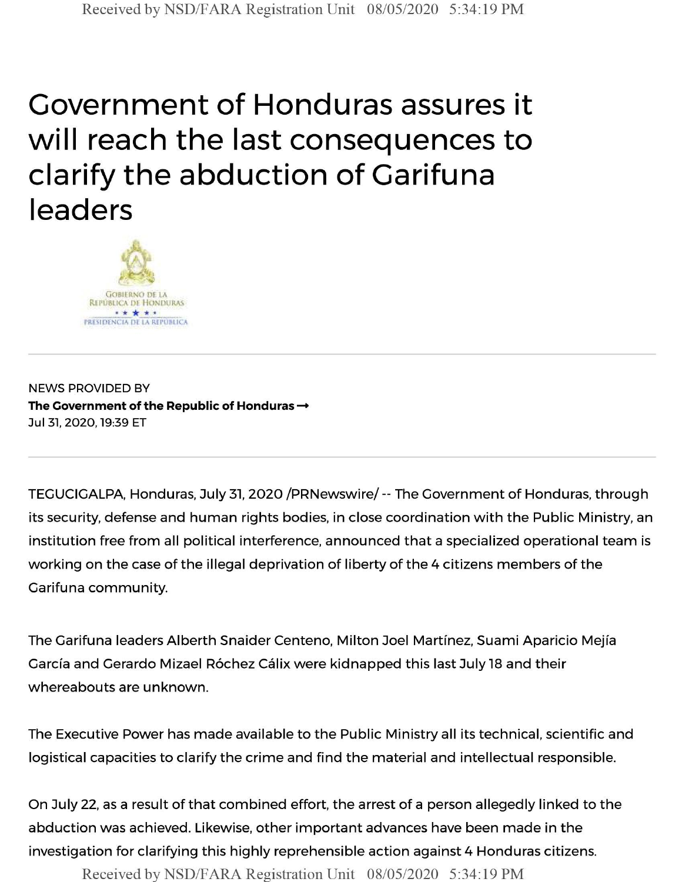# Government of Honduras assures it will reach the last consequences to clarify the abduction of Garifuna leaders

GOBIERNO DE LA REPÚBLICA DE HONDURAS

PRESIDENCIA DE LA REPÚBLICA

---

NEWS PROVIDED BY

**The Government of the Republic of Honduras →**

Jul 31, 2020, 19:39 ET

---

TEGUCIGALPA, Honduras, July 31, 2020 /PRNewswire/ -- The Government of Honduras, through its security, defense and human rights bodies, in close coordination with the Public Ministry, an institution free from all political interference, announced that a specialized operational team is working on the case of the illegal deprivation of liberty of the 4 citizens members of the Garifuna community.

The Garifuna leaders Alberth Snaider Centeno, Milton Joel Martínez, Suami Aparicio Mejía García and Gerardo Mizael Róchez Cálix were kidnapped this last July 18 and their whereabouts are unknown.

The Executive Power has made available to the Public Ministry all its technical, scientific and logistical capacities to clarify the crime and find the material and intellectual responsible.

On July 22, as a result of that combined effort, the arrest of a person allegedly linked to the abduction was achieved. Likewise, other important advances have been made in the investigation for clarifying this highly reprehensible action against 4 Honduras citizens.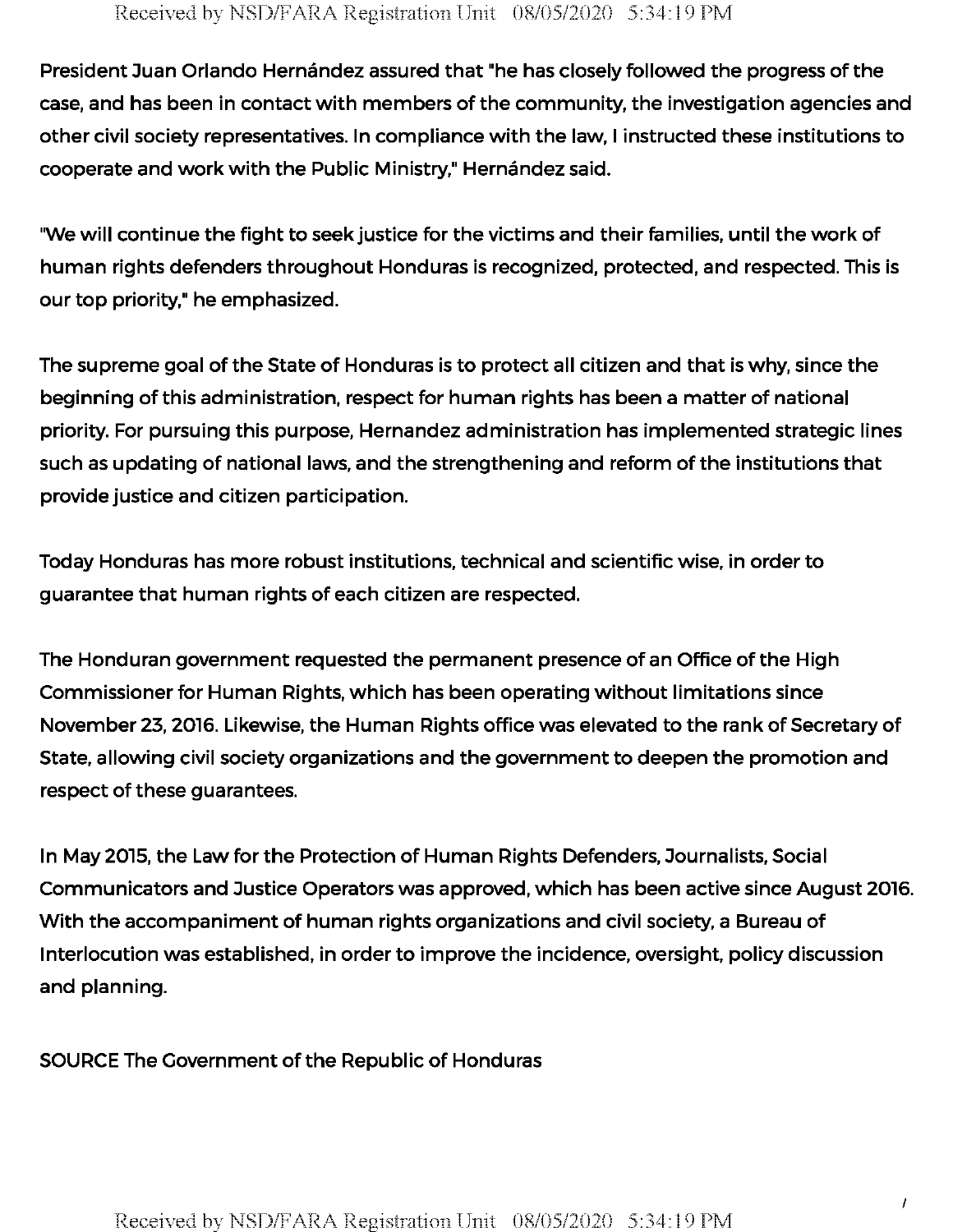President Juan Orlando Hernández assured that "he has closely followed the progress of the case, and has been in contact with members of the community, the investigation agencies and other civil society representatives. In compliance with the law, I instructed these institutions to cooperate and work with the Public Ministry," Hernández said.

"We will continue the fight to seek justice for the victims and their families, until the work of human rights defenders throughout Honduras is recognized, protected, and respected. This is our top priority," he emphasized.

The supreme goal of the State of Honduras is to protect all citizen and that is why, since the beginning of this administration, respect for human rights has been a matter of national priority. For pursuing this purpose, Hernandez administration has implemented strategic lines such as updating of national laws, and the strengthening and reform of the institutions that provide justice and citizen participation.

Today Honduras has more robust institutions, technical and scientific wise, in order to guarantee that human rights of each citizen are respected.

The Honduran government requested the permanent presence of an Office of the High Commissioner for Human Rights, which has been operating without limitations since November 23, 2016. Likewise, the Human Rights office was elevated to the rank of Secretary of State, allowing civil society organizations and the government to deepen the promotion and respect of these guarantees.

In May 2015, the Law for the Protection of Human Rights Defenders, Journalists, Social Communicators and Justice Operators was approved, which has been active since August 2016. With the accompaniment of human rights organizations and civil society, a Bureau of Interlocution was established, in order to improve the incidence, oversight, policy discussion and planning.

SOURCE The Government of the Republic of Honduras